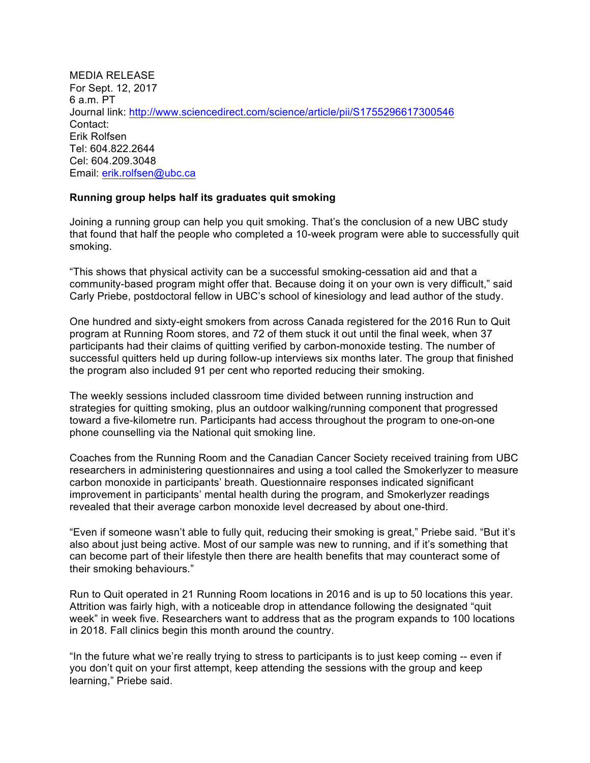MEDIA RELEASE
For Sept. 12, 2017
6 a.m. PT
Journal link: http://www.sciencedirect.com/science/article/pii/S1755296617300546
Contact:
Erik Rolfsen
Tel: 604.822.2644
Cel: 604.209.3048
Email: erik.rolfsen@ubc.ca

**Running group helps half its graduates quit smoking**

Joining a running group can help you quit smoking. That's the conclusion of a new UBC study that found that half the people who completed a 10-week program were able to successfully quit smoking.

"This shows that physical activity can be a successful smoking-cessation aid and that a community-based program might offer that. Because doing it on your own is very difficult," said Carly Priebe, postdoctoral fellow in UBC's school of kinesiology and lead author of the study.

One hundred and sixty-eight smokers from across Canada registered for the 2016 Run to Quit program at Running Room stores, and 72 of them stuck it out until the final week, when 37 participants had their claims of quitting verified by carbon-monoxide testing. The number of successful quitters held up during follow-up interviews six months later. The group that finished the program also included 91 per cent who reported reducing their smoking.

The weekly sessions included classroom time divided between running instruction and strategies for quitting smoking, plus an outdoor walking/running component that progressed toward a five-kilometre run. Participants had access throughout the program to one-on-one phone counselling via the National quit smoking line.

Coaches from the Running Room and the Canadian Cancer Society received training from UBC researchers in administering questionnaires and using a tool called the Smokerlyzer to measure carbon monoxide in participants' breath. Questionnaire responses indicated significant improvement in participants' mental health during the program, and Smokerlyzer readings revealed that their average carbon monoxide level decreased by about one-third.

"Even if someone wasn't able to fully quit, reducing their smoking is great," Priebe said. "But it's also about just being active. Most of our sample was new to running, and if it's something that can become part of their lifestyle then there are health benefits that may counteract some of their smoking behaviours."

Run to Quit operated in 21 Running Room locations in 2016 and is up to 50 locations this year. Attrition was fairly high, with a noticeable drop in attendance following the designated "quit week" in week five. Researchers want to address that as the program expands to 100 locations in 2018. Fall clinics begin this month around the country.

"In the future what we're really trying to stress to participants is to just keep coming -- even if you don't quit on your first attempt, keep attending the sessions with the group and keep learning," Priebe said.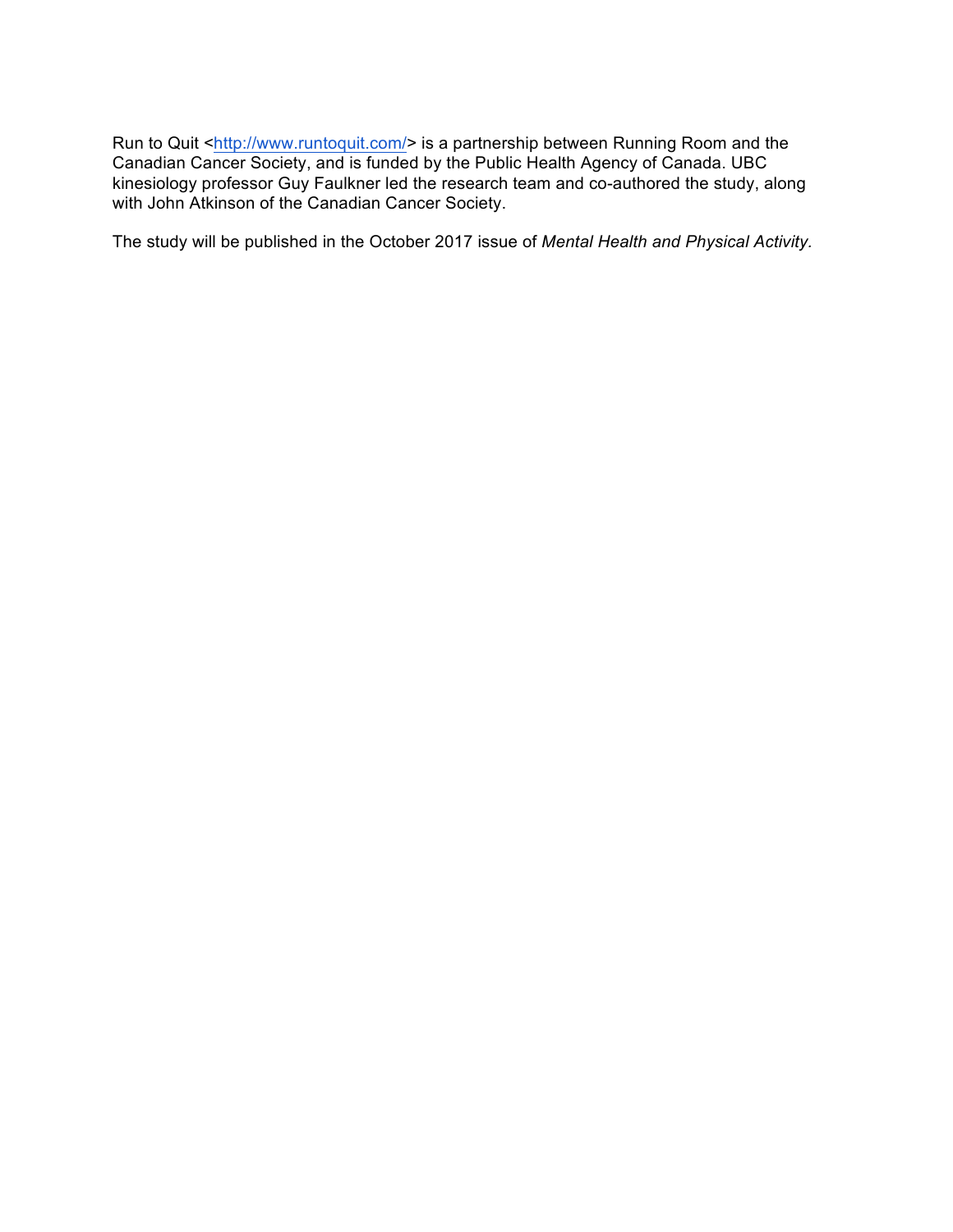Run to Quit <http://www.runtoquit.com/> is a partnership between Running Room and the Canadian Cancer Society, and is funded by the Public Health Agency of Canada. UBC kinesiology professor Guy Faulkner led the research team and co-authored the study, along with John Atkinson of the Canadian Cancer Society.

The study will be published in the October 2017 issue of *Mental Health and Physical Activity.*